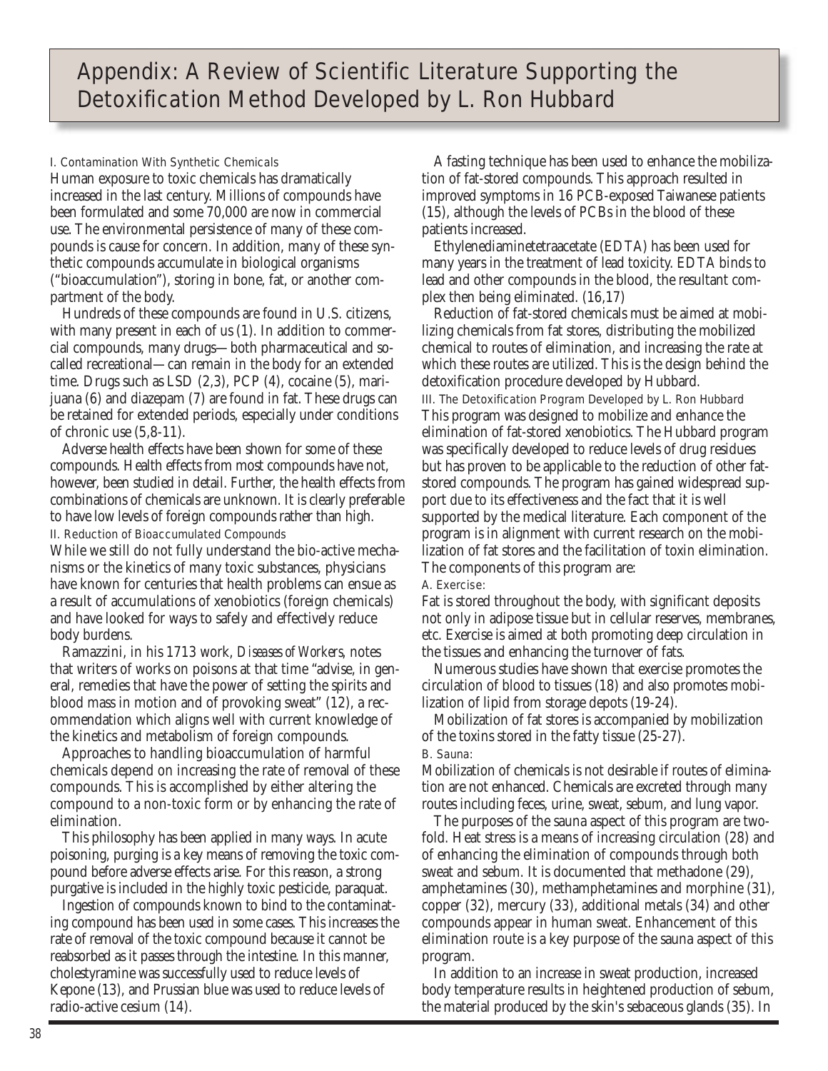# Appendix: A Review of Scientific Literature Supporting the Detoxification Method Developed by L. Ron Hubbard

## I. Contamination With Synthetic Chemicals

Human exposure to toxic chemicals has dramatically increased in the last century. Millions of compounds have been formulated and some 70,000 are now in commercial use. The environmental persistence of many of these compounds is cause for concern. In addition, many of these synthetic compounds accumulate in biological organisms ("bioaccumulation"), storing in bone, fat, or another compartment of the body.

Hundreds of these compounds are found in U.S. citizens, with many present in each of us (1). In addition to commercial compounds, many drugs—both pharmaceutical and so-called recreational—can remain in the body for an extended time. Drugs such as LSD (2,3), PCP (4), cocaine (5), marijuana (6) and diazepam (7) are found in fat. These drugs can be retained for extended periods, especially under conditions of chronic use (5,8-11).

Adverse health effects have been shown for some of these compounds. Health effects from most compounds have not, however, been studied in detail. Further, the health effects from combinations of chemicals are unknown. It is clearly preferable to have low levels of foreign compounds rather than high.

## II. Reduction of Bioaccumulated Compounds

While we still do not fully understand the bio-active mechanisms or the kinetics of many toxic substances, physicians have known for centuries that health problems can ensue as a result of accumulations of xenobiotics (foreign chemicals) and have looked for ways to safely and effectively reduce body burdens.

Ramazzini, in his 1713 work, *Diseases of Workers*, notes that writers of works on poisons at that time "advise, in general, remedies that have the power of setting the spirits and blood mass in motion and of provoking sweat" (12), a recommendation which aligns well with current knowledge of the kinetics and metabolism of foreign compounds.

Approaches to handling bioaccumulation of harmful chemicals depend on increasing the rate of removal of these compounds. This is accomplished by either altering the compound to a non-toxic form or by enhancing the rate of elimination.

This philosophy has been applied in many ways. In acute poisoning, purging is a key means of removing the toxic compound before adverse effects arise. For this reason, a strong purgative is included in the highly toxic pesticide, paraquat.

Ingestion of compounds known to bind to the contaminating compound has been used in some cases. This increases the rate of removal of the toxic compound because it cannot be reabsorbed as it passes through the intestine. In this manner, cholestyramine was successfully used to reduce levels of Kepone (13), and Prussian blue was used to reduce levels of radio-active cesium (14).

A fasting technique has been used to enhance the mobilization of fat-stored compounds. This approach resulted in improved symptoms in 16 PCB-exposed Taiwanese patients (15), although the levels of PCBs in the blood of these patients increased.

Ethylenediaminetetraacetate (EDTA) has been used for many years in the treatment of lead toxicity. EDTA binds to lead and other compounds in the blood, the resultant complex then being eliminated. (16,17)

Reduction of fat-stored chemicals must be aimed at mobilizing chemicals from fat stores, distributing the mobilized chemical to routes of elimination, and increasing the rate at which these routes are utilized. This is the design behind the detoxification procedure developed by Hubbard.

## III. The Detoxification Program Developed by L. Ron Hubbard

This program was designed to mobilize and enhance the elimination of fat-stored xenobiotics. The Hubbard program was specifically developed to reduce levels of drug residues but has proven to be applicable to the reduction of other fat-stored compounds. The program has gained widespread support due to its effectiveness and the fact that it is well supported by the medical literature. Each component of the program is in alignment with current research on the mobilization of fat stores and the facilitation of toxin elimination. The components of this program are:

### A. Exercise:

Fat is stored throughout the body, with significant deposits not only in adipose tissue but in cellular reserves, membranes, etc. Exercise is aimed at both promoting deep circulation in the tissues and enhancing the turnover of fats.

Numerous studies have shown that exercise promotes the circulation of blood to tissues (18) and also promotes mobilization of lipid from storage depots (19-24).

Mobilization of fat stores is accompanied by mobilization of the toxins stored in the fatty tissue (25-27).

### B. Sauna:

Mobilization of chemicals is not desirable if routes of elimination are not enhanced. Chemicals are excreted through many routes including feces, urine, sweat, sebum, and lung vapor.

The purposes of the sauna aspect of this program are twofold. Heat stress is a means of increasing circulation (28) and of enhancing the elimination of compounds through both sweat and sebum. It is documented that methadone (29), amphetamines (30), methamphetamines and morphine (31), copper (32), mercury (33), additional metals (34) and other compounds appear in human sweat. Enhancement of this elimination route is a key purpose of the sauna aspect of this program.

In addition to an increase in sweat production, increased body temperature results in heightened production of sebum, the material produced by the skin's sebaceous glands (35). In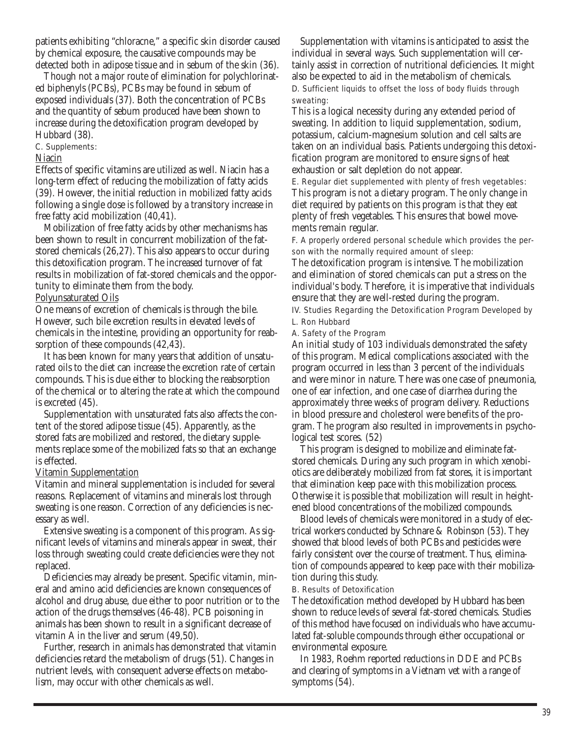patients exhibiting "chloracne," a specific skin disorder caused by chemical exposure, the causative compounds may be detected both in adipose tissue and in sebum of the skin (36).

Though not a major route of elimination for polychlorinated biphenyls (PCBs), PCBs may be found in sebum of exposed individuals (37). Both the concentration of PCBs and the quantity of sebum produced have been shown to increase during the detoxification program developed by Hubbard (38).

C. Supplements:

Niacin

Effects of specific vitamins are utilized as well. Niacin has a long-term effect of reducing the mobilization of fatty acids (39). However, the initial reduction in mobilized fatty acids following a single dose is followed by a transitory increase in free fatty acid mobilization (40,41).

Mobilization of free fatty acids by other mechanisms has been shown to result in concurrent mobilization of the fat-stored chemicals (26,27). This also appears to occur during this detoxification program. The increased turnover of fat results in mobilization of fat-stored chemicals and the opportunity to eliminate them from the body.

Polyunsaturated Oils

One means of excretion of chemicals is through the bile. However, such bile excretion results in elevated levels of chemicals in the intestine, providing an opportunity for reabsorption of these compounds (42,43).

It has been known for many years that addition of unsaturated oils to the diet can increase the excretion rate of certain compounds. This is due either to blocking the reabsorption of the chemical or to altering the rate at which the compound is excreted (45).

Supplementation with unsaturated fats also affects the content of the stored adipose tissue (45). Apparently, as the stored fats are mobilized and restored, the dietary supplements replace some of the mobilized fats so that an exchange is effected.

Vitamin Supplementation

Vitamin and mineral supplementation is included for several reasons. Replacement of vitamins and minerals lost through sweating is one reason. Correction of any deficiencies is necessary as well.

Extensive sweating is a component of this program. As significant levels of vitamins and minerals appear in sweat, their loss through sweating could create deficiencies were they not replaced.

Deficiencies may already be present. Specific vitamin, mineral and amino acid deficiencies are known consequences of alcohol and drug abuse, due either to poor nutrition or to the action of the drugs themselves (46-48). PCB poisoning in animals has been shown to result in a significant decrease of vitamin A in the liver and serum (49,50).

Further, research in animals has demonstrated that vitamin deficiencies retard the metabolism of drugs (51). Changes in nutrient levels, with consequent adverse effects on metabolism, may occur with other chemicals as well.

Supplementation with vitamins is anticipated to assist the individual in several ways. Such supplementation will certainly assist in correction of nutritional deficiencies. It might also be expected to aid in the metabolism of chemicals.

D. Sufficient liquids to offset the loss of body fluids through sweating:

This is a logical necessity during any extended period of sweating. In addition to liquid supplementation, sodium, potassium, calcium-magnesium solution and cell salts are taken on an individual basis. Patients undergoing this detoxification program are monitored to ensure signs of heat exhaustion or salt depletion do not appear.

E. Regular diet supplemented with plenty of fresh vegetables:

This program is not a dietary program. The only change in diet required by patients on this program is that they eat plenty of fresh vegetables. This ensures that bowel movements remain regular.

F. A properly ordered personal schedule which provides the person with the normally required amount of sleep:

The detoxification program is intensive. The mobilization and elimination of stored chemicals can put a stress on the individual's body. Therefore, it is imperative that individuals ensure that they are well-rested during the program.

IV. Studies Regarding the Detoxification Program Developed by L. Ron Hubbard

A. Safety of the Program

An initial study of 103 individuals demonstrated the safety of this program. Medical complications associated with the program occurred in less than 3 percent of the individuals and were minor in nature. There was one case of pneumonia, one of ear infection, and one case of diarrhea during the approximately three weeks of program delivery. Reductions in blood pressure and cholesterol were benefits of the program. The program also resulted in improvements in psychological test scores. (52)

This program is designed to mobilize and eliminate fat-stored chemicals. During any such program in which xenobiotics are deliberately mobilized from fat stores, it is important that elimination keep pace with this mobilization process. Otherwise it is possible that mobilization will result in heightened blood concentrations of the mobilized compounds.

Blood levels of chemicals were monitored in a study of electrical workers conducted by Schnare & Robinson (53). They showed that blood levels of both PCBs and pesticides were fairly consistent over the course of treatment. Thus, elimination of compounds appeared to keep pace with their mobilization during this study.

B. Results of Detoxification

The detoxification method developed by Hubbard has been shown to reduce levels of several fat-stored chemicals. Studies of this method have focused on individuals who have accumulated fat-soluble compounds through either occupational or environmental exposure.

In 1983, Roehm reported reductions in DDE and PCBs and clearing of symptoms in a Vietnam vet with a range of symptoms (54).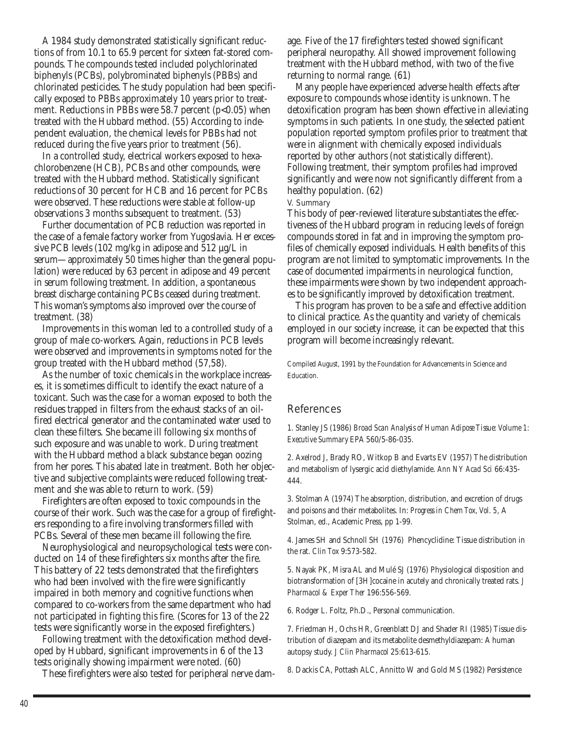A 1984 study demonstrated statistically significant reductions of from 10.1 to 65.9 percent for sixteen fat-stored compounds. The compounds tested included polychlorinated biphenyls (PCBs), polybrominated biphenyls (PBBs) and chlorinated pesticides. The study population had been specifically exposed to PBBs approximately 10 years prior to treatment. Reductions in PBBs were 58.7 percent ($p<0.05$) when treated with the Hubbard method. (55) According to independent evaluation, the chemical levels for PBBs had not reduced during the five years prior to treatment (56).

In a controlled study, electrical workers exposed to hexachlorobenzene (HCB), PCBs and other compounds, were treated with the Hubbard method. Statistically significant reductions of 30 percent for HCB and 16 percent for PCBs were observed. These reductions were stable at follow-up observations 3 months subsequent to treatment. (53)

Further documentation of PCB reduction was reported in the case of a female factory worker from Yugoslavia. Her excessive PCB levels (102 mg/kg in adipose and 512 µg/L in serum—approximately 50 times higher than the general population) were reduced by 63 percent in adipose and 49 percent in serum following treatment. In addition, a spontaneous breast discharge containing PCBs ceased during treatment. This woman's symptoms also improved over the course of treatment. (38)

Improvements in this woman led to a controlled study of a group of male co-workers. Again, reductions in PCB levels were observed and improvements in symptoms noted for the group treated with the Hubbard method (57,58).

As the number of toxic chemicals in the workplace increases, it is sometimes difficult to identify the exact nature of a toxicant. Such was the case for a woman exposed to both the residues trapped in filters from the exhaust stacks of an oil-fired electrical generator and the contaminated water used to clean these filters. She became ill following six months of such exposure and was unable to work. During treatment with the Hubbard method a black substance began oozing from her pores. This abated late in treatment. Both her objective and subjective complaints were reduced following treatment and she was able to return to work. (59)

Firefighters are often exposed to toxic compounds in the course of their work. Such was the case for a group of firefighters responding to a fire involving transformers filled with PCBs. Several of these men became ill following the fire.

Neurophysiological and neuropsychological tests were conducted on 14 of these firefighters six months after the fire. This battery of 22 tests demonstrated that the firefighters who had been involved with the fire were significantly impaired in both memory and cognitive functions when compared to co-workers from the same department who had not participated in fighting this fire. (Scores for 13 of the 22 tests were significantly worse in the exposed firefighters.)

Following treatment with the detoxification method developed by Hubbard, significant improvements in 6 of the 13 tests originally showing impairment were noted. (60)

These firefighters were also tested for peripheral nerve damage. Five of the 17 firefighters tested showed significant peripheral neuropathy. All showed improvement following treatment with the Hubbard method, with two of the five returning to normal range. (61)

Many people have experienced adverse health effects after exposure to compounds whose identity is unknown. The detoxification program has been shown effective in alleviating symptoms in such patients. In one study, the selected patient population reported symptom profiles prior to treatment that were in alignment with chemically exposed individuals reported by other authors (not statistically different). Following treatment, their symptom profiles had improved significantly and were now not significantly different from a healthy population. (62)

### V. Summary

This body of peer-reviewed literature substantiates the effectiveness of the Hubbard program in reducing levels of foreign compounds stored in fat and in improving the symptom profiles of chemically exposed individuals. Health benefits of this program are not limited to symptomatic improvements. In the case of documented impairments in neurological function, these impairments were shown by two independent approaches to be significantly improved by detoxification treatment.

This program has proven to be a safe and effective addition to clinical practice. As the quantity and variety of chemicals employed in our society increase, it can be expected that this program will become increasingly relevant.

Compiled August, 1991 by the Foundation for Advancements in Science and Education.

## References

1. Stanley JS (1986) *Broad Scan Analysis of Human Adipose Tissue: Volume 1: Executive Summary* EPA 560/5-86-035.

2. Axelrod J, Brady RO, Witkop B and Evarts EV (1957) The distribution and metabolism of lysergic acid diethylamide. *Ann NY Acad Sci* 66:435-444.

3. Stolman A (1974) The absorption, distribution, and excretion of drugs and poisons and their metabolites. In: *Progress in Chem Tox, Vol. 5*, A Stolman, ed., Academic Press, pp 1-99.

4. James SH and Schnoll SH (1976) Phencyclidine: Tissue distribution in the rat. *Clin Tox* 9:573-582.

5. Nayak PK, Misra AL and Mulé SJ (1976) Physiological disposition and biotransformation of [3H]cocaine in acutely and chronically treated rats. *J Pharmacol & Exper Ther* 196:556-569.

6. Rodger L. Foltz, Ph.D., Personal communication.

7. Friedman H, Ochs HR, Greenblatt DJ and Shader RI (1985) Tissue distribution of diazepam and its metabolite desmethyldiazepam: A human autopsy study. *J Clin Pharmacol* 25:613-615.

8. Dackis CA, Pottash ALC, Annitto W and Gold MS (1982) Persistence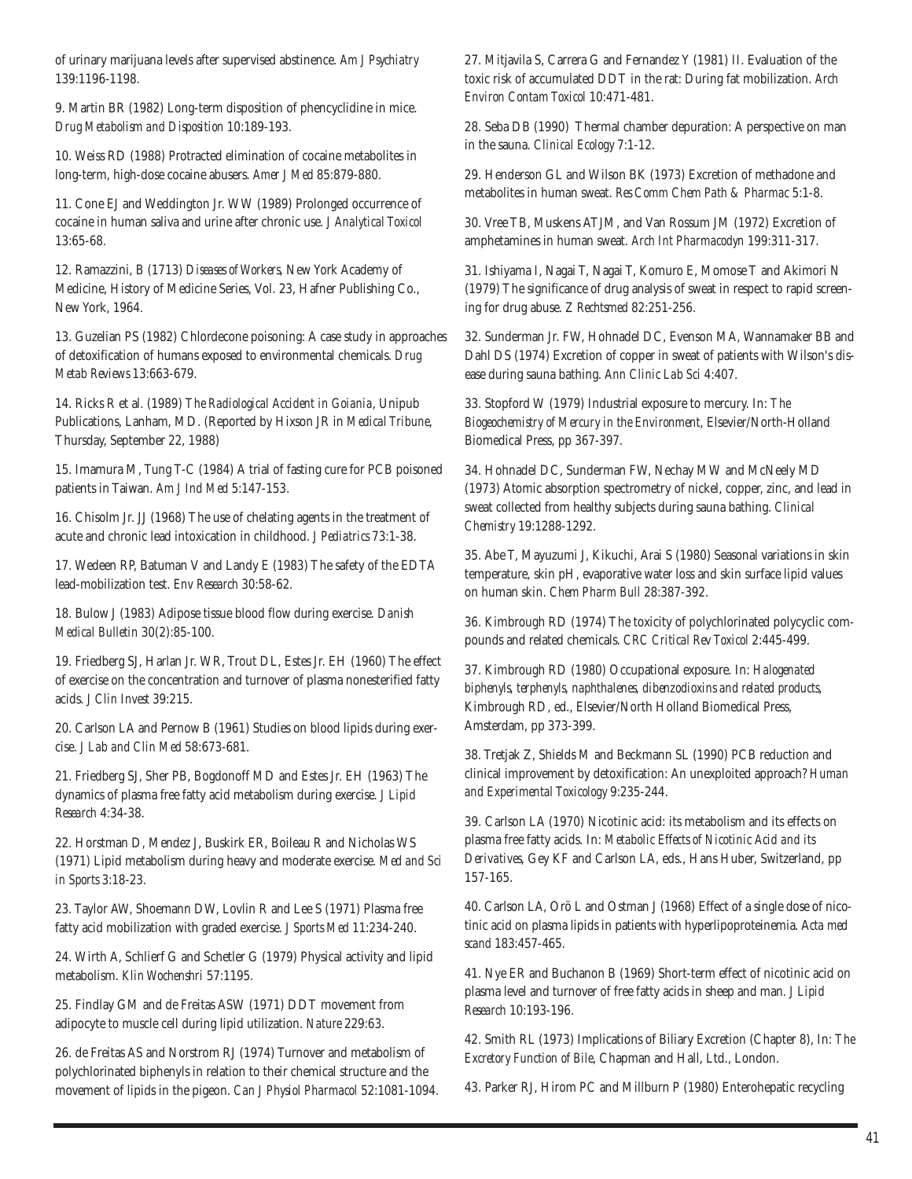of urinary marijuana levels after supervised abstinence. *Am J Psychiatry* 139:1196-1198.

9. Martin BR (1982) Long-term disposition of phencyclidine in mice. *Drug Metabolism and Disposition* 10:189-193.

10. Weiss RD (1988) Protracted elimination of cocaine metabolites in long-term, high-dose cocaine abusers. *Amer J Med* 85:879-880.

11. Cone EJ and Weddington Jr. WW (1989) Prolonged occurrence of cocaine in human saliva and urine after chronic use. *J Analytical Toxicol* 13:65-68.

12. Ramazzini, B (1713) *Diseases of Workers*, New York Academy of Medicine, History of Medicine Series, Vol. 23, Hafner Publishing Co., New York, 1964.

13. Guzelian PS (1982) Chlordecone poisoning: A case study in approaches of detoxification of humans exposed to environmental chemicals. *Drug Metab Reviews* 13:663-679.

14. Ricks R et al. (1989) *The Radiological Accident in Goiania*, Unipub Publications, Lanham, MD. (Reported by Hixson JR in *Medical Tribune*, Thursday, September 22, 1988)

15. Imamura M, Tung T-C (1984) A trial of fasting cure for PCB poisoned patients in Taiwan. *Am J Ind Med* 5:147-153.

16. Chisolm Jr. JJ (1968) The use of chelating agents in the treatment of acute and chronic lead intoxication in childhood. *J Pediatrics* 73:1-38.

17. Wedeen RP, Batuman V and Landy E (1983) The safety of the EDTA lead-mobilization test. *Env Research* 30:58-62.

18. Bulow J (1983) Adipose tissue blood flow during exercise. *Danish Medical Bulletin* 30(2):85-100.

19. Friedberg SJ, Harlan Jr. WR, Trout DL, Estes Jr. EH (1960) The effect of exercise on the concentration and turnover of plasma nonesterified fatty acids. *J Clin Invest* 39:215.

20. Carlson LA and Pernow B (1961) Studies on blood lipids during exercise. *J Lab and Clin Med* 58:673-681.

21. Friedberg SJ, Sher PB, Bogdonoff MD and Estes Jr. EH (1963) The dynamics of plasma free fatty acid metabolism during exercise. *J Lipid Research* 4:34-38.

22. Horstman D, Mendez J, Buskirk ER, Boileau R and Nicholas WS (1971) Lipid metabolism during heavy and moderate exercise. *Med and Sci in Sports* 3:18-23.

23. Taylor AW, Shoemann DW, Lovlin R and Lee S (1971) Plasma free fatty acid mobilization with graded exercise. *J Sports Med* 11:234-240.

24. Wirth A, Schlierf G and Schetler G (1979) Physical activity and lipid metabolism. *Klin Wochenshri* 57:1195.

25. Findlay GM and de Freitas ASW (1971) DDT movement from adipocyte to muscle cell during lipid utilization. *Nature* 229:63.

26. de Freitas AS and Norstrom RJ (1974) Turnover and metabolism of polychlorinated biphenyls in relation to their chemical structure and the movement of lipids in the pigeon. *Can J Physiol Pharmacol* 52:1081-1094.

27. Mitjavila S, Carrera G and Fernandez Y (1981) II. Evaluation of the toxic risk of accumulated DDT in the rat: During fat mobilization. *Arch Environ Contam Toxicol* 10:471-481.

28. Seba DB (1990) Thermal chamber depuration: A perspective on man in the sauna. *Clinical Ecology* 7:1-12.

29. Henderson GL and Wilson BK (1973) Excretion of methadone and metabolites in human sweat. *Res Comm Chem Path & Pharmac* 5:1-8.

30. Vree TB, Muskens ATJM, and Van Rossum JM (1972) Excretion of amphetamines in human sweat. *Arch Int Pharmacodyn* 199:311-317.

31. Ishiyama I, Nagai T, Nagai T, Komuro E, Momose T and Akimori N (1979) The significance of drug analysis of sweat in respect to rapid screening for drug abuse. *Z Rechtsmed* 82:251-256.

32. Sunderman Jr. FW, Hohnadel DC, Evenson MA, Wannamaker BB and Dahl DS (1974) Excretion of copper in sweat of patients with Wilson's disease during sauna bathing. *Ann Clinic Lab Sci* 4:407.

33. Stopford W (1979) Industrial exposure to mercury. In: *The Biogeochemistry of Mercury in the Environment*, Elsevier/North-Holland Biomedical Press, pp 367-397.

34. Hohnadel DC, Sunderman FW, Nechay MW and McNeely MD (1973) Atomic absorption spectrometry of nickel, copper, zinc, and lead in sweat collected from healthy subjects during sauna bathing. *Clinical Chemistry* 19:1288-1292.

35. Abe T, Mayuzumi J, Kikuchi, Arai S (1980) Seasonal variations in skin temperature, skin pH, evaporative water loss and skin surface lipid values on human skin. *Chem Pharm Bull* 28:387-392.

36. Kimbrough RD (1974) The toxicity of polychlorinated polycyclic compounds and related chemicals. *CRC Critical Rev Toxicol* 2:445-499.

37. Kimbrough RD (1980) Occupational exposure. In: *Halogenated biphenyls, terphenyls, naphthalenes, dibenzodioxins and related products*, Kimbrough RD, ed., Elsevier/North Holland Biomedical Press, Amsterdam, pp 373-399.

38. Tretjak Z, Shields M and Beckmann SL (1990) PCB reduction and clinical improvement by detoxification: An unexploited approach? *Human and Experimental Toxicology* 9:235-244.

39. Carlson LA (1970) Nicotinic acid: its metabolism and its effects on plasma free fatty acids. In: *Metabolic Effects of Nicotinic Acid and its Derivatives*, Gey KF and Carlson LA, eds., Hans Huber, Switzerland, pp 157-165.

40. Carlson LA, Orö L and Ostman J (1968) Effect of a single dose of nicotinic acid on plasma lipids in patients with hyperlipoproteinemia. *Acta med scand* 183:457-465.

41. Nye ER and Buchanon B (1969) Short-term effect of nicotinic acid on plasma level and turnover of free fatty acids in sheep and man. *J Lipid Research* 10:193-196.

42. Smith RL (1973) Implications of Biliary Excretion (Chapter 8), In: *The Excretory Function of Bile*, Chapman and Hall, Ltd., London.

43. Parker RJ, Hirom PC and Millburn P (1980) Enterohepatic recycling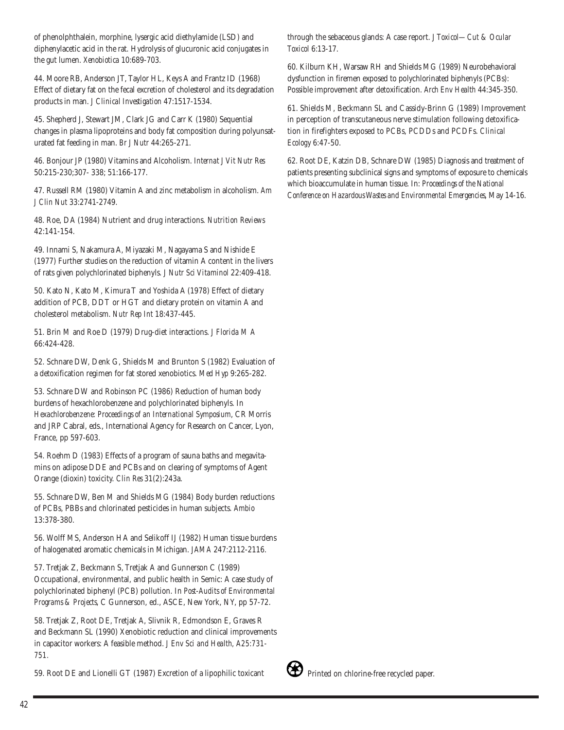of phenolphthalein, morphine, lysergic acid diethylamide (LSD) and diphenylacetic acid in the rat. Hydrolysis of glucuronic acid conjugates in the gut lumen. *Xenobiotica* 10:689-703.

44. Moore RB, Anderson JT, Taylor HL, Keys A and Frantz ID (1968) Effect of dietary fat on the fecal excretion of cholesterol and its degradation products in man. *J Clinical Investigation* 47:1517-1534.

45. Shepherd J, Stewart JM, Clark JG and Carr K (1980) Sequential changes in plasma lipoproteins and body fat composition during polyunsaturated fat feeding in man. *Br J Nutr* 44:265-271.

46. Bonjour JP (1980) Vitamins and Alcoholism. *Internat J Vit Nutr Res* 50:215-230;307- 338; 51:166-177.

47. Russell RM (1980) Vitamin A and zinc metabolism in alcoholism. *Am J Clin Nut* 33:2741-2749.

48. Roe, DA (1984) Nutrient and drug interactions. *Nutrition Reviews* 42:141-154.

49. Innami S, Nakamura A, Miyazaki M, Nagayama S and Nishide E (1977) Further studies on the reduction of vitamin A content in the livers of rats given polychlorinated biphenyls. *J Nutr Sci Vitaminol* 22:409-418.

50. Kato N, Kato M, Kimura T and Yoshida A (1978) Effect of dietary addition of PCB, DDT or HGT and dietary protein on vitamin A and cholesterol metabolism. *Nutr Rep Int* 18:437-445.

51. Brin M and Roe D (1979) Drug-diet interactions. *J Florida M A* 66:424-428.

52. Schnare DW, Denk G, Shields M and Brunton S (1982) Evaluation of a detoxification regimen for fat stored xenobiotics. *Med Hyp* 9:265-282.

53. Schnare DW and Robinson PC (1986) Reduction of human body burdens of hexachlorobenzene and polychlorinated biphenyls. In *Hexachlorobenzene: Proceedings of an International Symposium*, CR Morris and JRP Cabral, eds., International Agency for Research on Cancer, Lyon, France, pp 597-603.

54. Roehm D (1983) Effects of a program of sauna baths and megavitamins on adipose DDE and PCBs and on clearing of symptoms of Agent Orange (dioxin) toxicity. *Clin Res* 31(2):243a.

55. Schnare DW, Ben M and Shields MG (1984) Body burden reductions of PCBs, PBBs and chlorinated pesticides in human subjects. *Ambio* 13:378-380.

56. Wolff MS, Anderson HA and Selikoff IJ (1982) Human tissue burdens of halogenated aromatic chemicals in Michigan. *JAMA* 247:2112-2116.

57. Tretjak Z, Beckmann S, Tretjak A and Gunnerson C (1989) Occupational, environmental, and public health in Semic: A case study of polychlorinated biphenyl (PCB) pollution. In *Post-Audits of Environmental Programs & Projects*, C Gunnerson, ed., ASCE, New York, NY, pp 57-72.

58. Tretjak Z, Root DE, Tretjak A, Slivnik R, Edmondson E, Graves R and Beckmann SL (1990) Xenobiotic reduction and clinical improvements in capacitor workers: A feasible method. *J Env Sci and Health, A25:731-751.*

59. Root DE and Lionelli GT (1987) Excretion of a lipophilic toxicant through the sebaceous glands: A case report. *J Toxicol—Cut & Ocular Toxicol* 6:13-17.

60. Kilburn KH, Warsaw RH and Shields MG (1989) Neurobehavioral dysfunction in firemen exposed to polychlorinated biphenyls (PCBs): Possible improvement after detoxification. *Arch Env Health* 44:345-350.

61. Shields M, Beckmann SL and Cassidy-Brinn G (1989) Improvement in perception of transcutaneous nerve stimulation following detoxification in firefighters exposed to PCBs, PCDDs and PCDFs. *Clinical Ecology* 6:47-50.

62. Root DE, Katzin DB, Schnare DW (1985) Diagnosis and treatment of patients presenting subclinical signs and symptoms of exposure to chemicals which bioaccumulate in human tissue. In: *Proceedings of the National Conference on Hazardous Wastes and Environmental Emergencies*, May 14-16.

Printed on chlorine-free recycled paper.